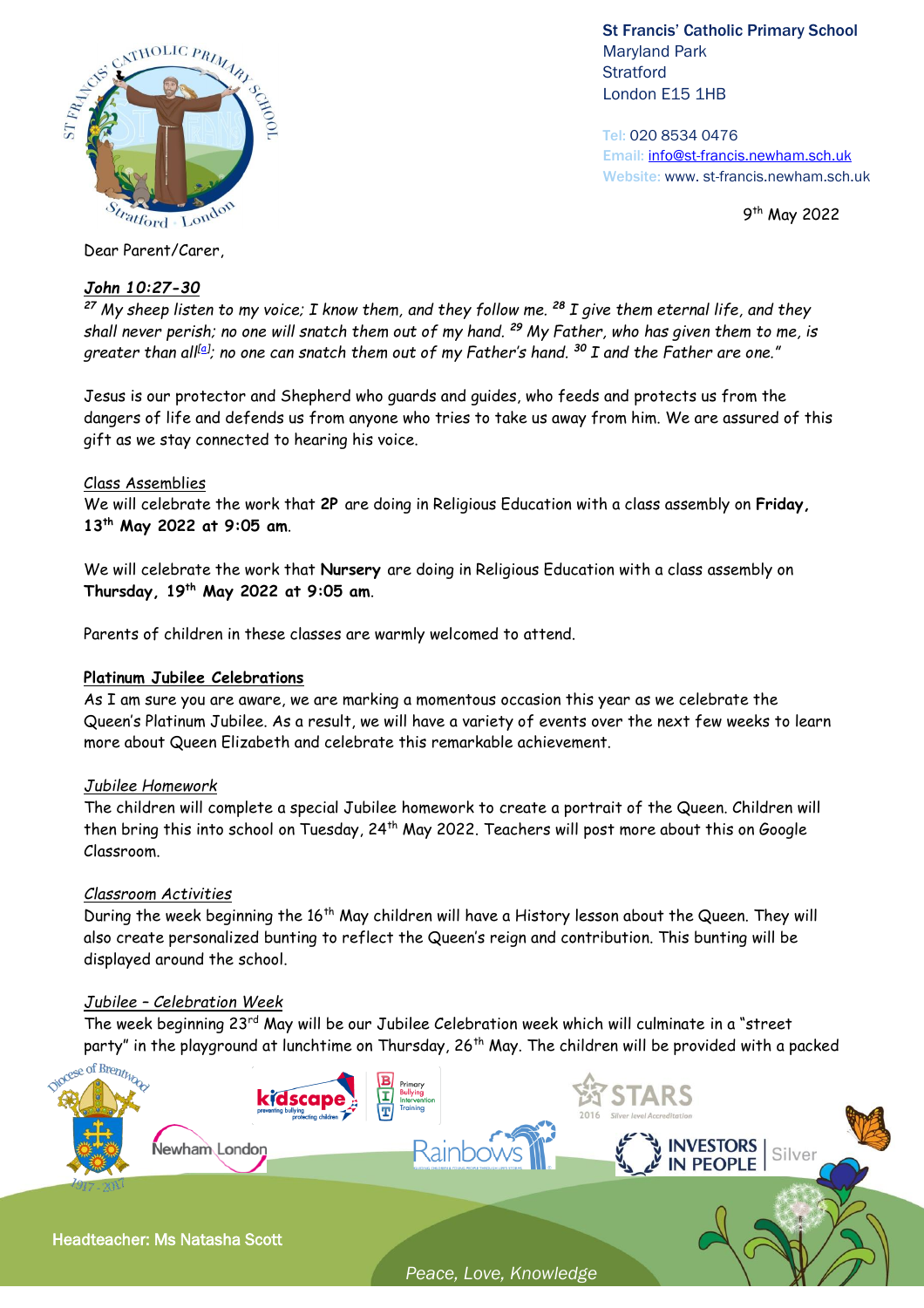St Francis' Catholic Primary School
Maryland Park
Stratford
London E15 1HB

Tel: 020 8534 0476
Email: info@st-francis.newham.sch.uk
Website: www. st-francis.newham.sch.uk

9th May 2022

Dear Parent/Carer,

***John 10:27-30***

*[27] My sheep listen to my voice; I know them, and they follow me. [28] I give them eternal life, and they shall never perish; no one will snatch them out of my hand. [29] My Father, who has given them to me, is greater than all[a]; no one can snatch them out of my Father's hand. [30] I and the Father are one."*

Jesus is our protector and Shepherd who guards and guides, who feeds and protects us from the dangers of life and defends us from anyone who tries to take us away from him. We are assured of this gift as we stay connected to hearing his voice.

*Class Assemblies*

We will celebrate the work that **2P** are doing in Religious Education with a class assembly on **Friday, 13th May 2022 at 9:05 am**.

We will celebrate the work that **Nursery** are doing in Religious Education with a class assembly on **Thursday, 19th May 2022 at 9:05 am**.

Parents of children in these classes are warmly welcomed to attend.

**Platinum Jubilee Celebrations**

As I am sure you are aware, we are marking a momentous occasion this year as we celebrate the Queen's Platinum Jubilee. As a result, we will have a variety of events over the next few weeks to learn more about Queen Elizabeth and celebrate this remarkable achievement.

*Jubilee Homework*

The children will complete a special Jubilee homework to create a portrait of the Queen. Children will then bring this into school on Tuesday, 24th May 2022. Teachers will post more about this on Google Classroom.

*Classroom Activities*

During the week beginning the 16th May children will have a History lesson about the Queen. They will also create personalized bunting to reflect the Queen's reign and contribution. This bunting will be displayed around the school.

*Jubilee – Celebration Week*

The week beginning 23rd May will be our Jubilee Celebration week which will culminate in a "street party" in the playground at lunchtime on Thursday, 26th May. The children will be provided with a packed

Headteacher: Ms Natasha Scott

*Peace, Love, Knowledge*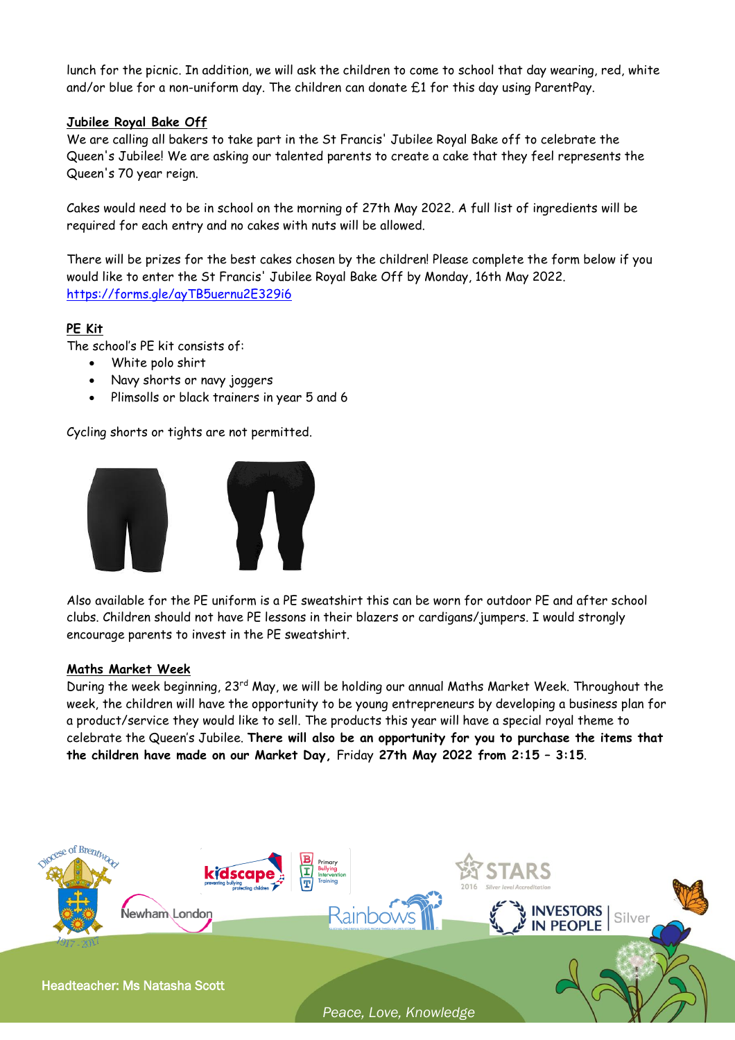lunch for the picnic. In addition, we will ask the children to come to school that day wearing, red, white and/or blue for a non-uniform day. The children can donate £1 for this day using ParentPay.

**Jubilee Royal Bake Off**

We are calling all bakers to take part in the St Francis' Jubilee Royal Bake off to celebrate the Queen's Jubilee! We are asking our talented parents to create a cake that they feel represents the Queen's 70 year reign.

Cakes would need to be in school on the morning of 27th May 2022. A full list of ingredients will be required for each entry and no cakes with nuts will be allowed.

There will be prizes for the best cakes chosen by the children! Please complete the form below if you would like to enter the St Francis' Jubilee Royal Bake Off by Monday, 16th May 2022.
https://forms.gle/ayTB5uernu2E329i6

**PE Kit**

The school's PE kit consists of:

- White polo shirt
- Navy shorts or navy joggers
- Plimsolls or black trainers in year 5 and 6

Cycling shorts or tights are not permitted.

Also available for the PE uniform is a PE sweatshirt this can be worn for outdoor PE and after school clubs. Children should not have PE lessons in their blazers or cardigans/jumpers. I would strongly encourage parents to invest in the PE sweatshirt.

**Maths Market Week**

During the week beginning, 23rd May, we will be holding our annual Maths Market Week. Throughout the week, the children will have the opportunity to be young entrepreneurs by developing a business plan for a product/service they would like to sell. The products this year will have a special royal theme to celebrate the Queen's Jubilee. **There will also be an opportunity for you to purchase the items that the children have made on our Market Day,** Friday **27th May 2022 from 2:15 – 3:15**.

Headteacher: Ms Natasha Scott

*Peace, Love, Knowledge*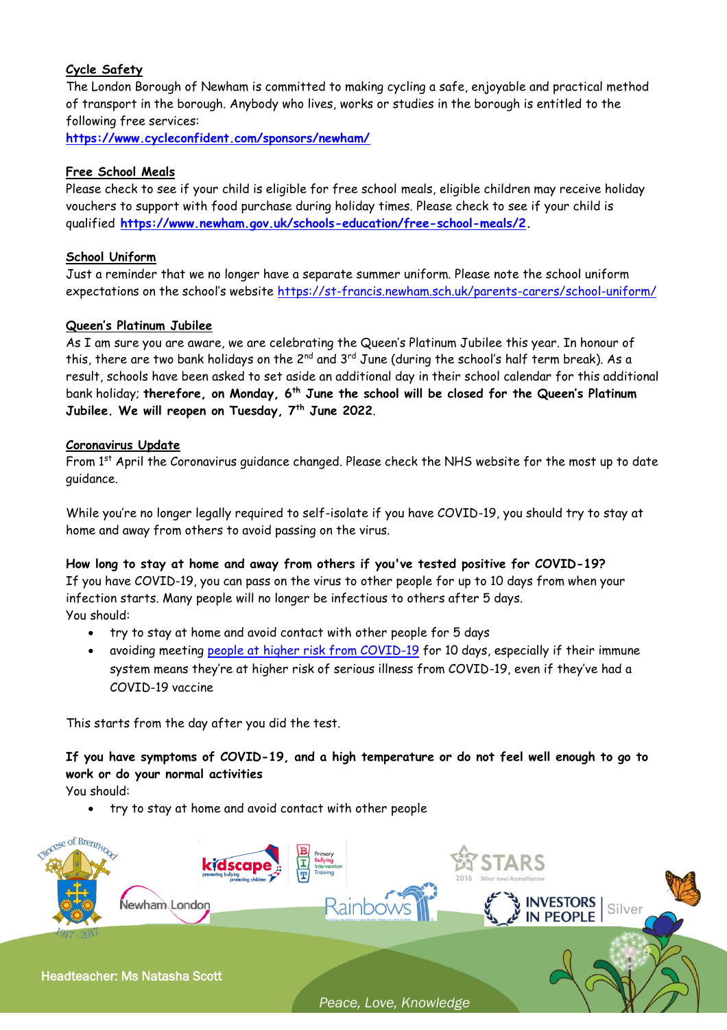## Cycle Safety

The London Borough of Newham is committed to making cycling a safe, enjoyable and practical method of transport in the borough. Anybody who lives, works or studies in the borough is entitled to the following free services:

**https://www.cycleconfident.com/sponsors/newham/**

## Free School Meals

Please check to see if your child is eligible for free school meals, eligible children may receive holiday vouchers to support with food purchase during holiday times. Please check to see if your child is qualified **https://www.newham.gov.uk/schools-education/free-school-meals/2.**

## School Uniform

Just a reminder that we no longer have a separate summer uniform. Please note the school uniform expectations on the school's website https://st-francis.newham.sch.uk/parents-carers/school-uniform/

## Queen's Platinum Jubilee

As I am sure you are aware, we are celebrating the Queen's Platinum Jubilee this year. In honour of this, there are two bank holidays on the 2nd and 3rd June (during the school's half term break). As a result, schools have been asked to set aside an additional day in their school calendar for this additional bank holiday; **therefore, on Monday, 6th June the school will be closed for the Queen's Platinum Jubilee. We will reopen on Tuesday, 7th June 2022**.

## Coronavirus Update

From 1st April the Coronavirus guidance changed. Please check the NHS website for the most up to date guidance.

While you're no longer legally required to self-isolate if you have COVID-19, you should try to stay at home and away from others to avoid passing on the virus.

**How long to stay at home and away from others if you've tested positive for COVID-19?**

If you have COVID-19, you can pass on the virus to other people for up to 10 days from when your infection starts. Many people will no longer be infectious to others after 5 days.

You should:

- try to stay at home and avoid contact with other people for 5 days
- avoiding meeting people at higher risk from COVID-19 for 10 days, especially if their immune system means they're at higher risk of serious illness from COVID-19, even if they've had a COVID-19 vaccine

This starts from the day after you did the test.

**If you have symptoms of COVID-19, and a high temperature or do not feel well enough to go to work or do your normal activities**

You should:

- try to stay at home and avoid contact with other people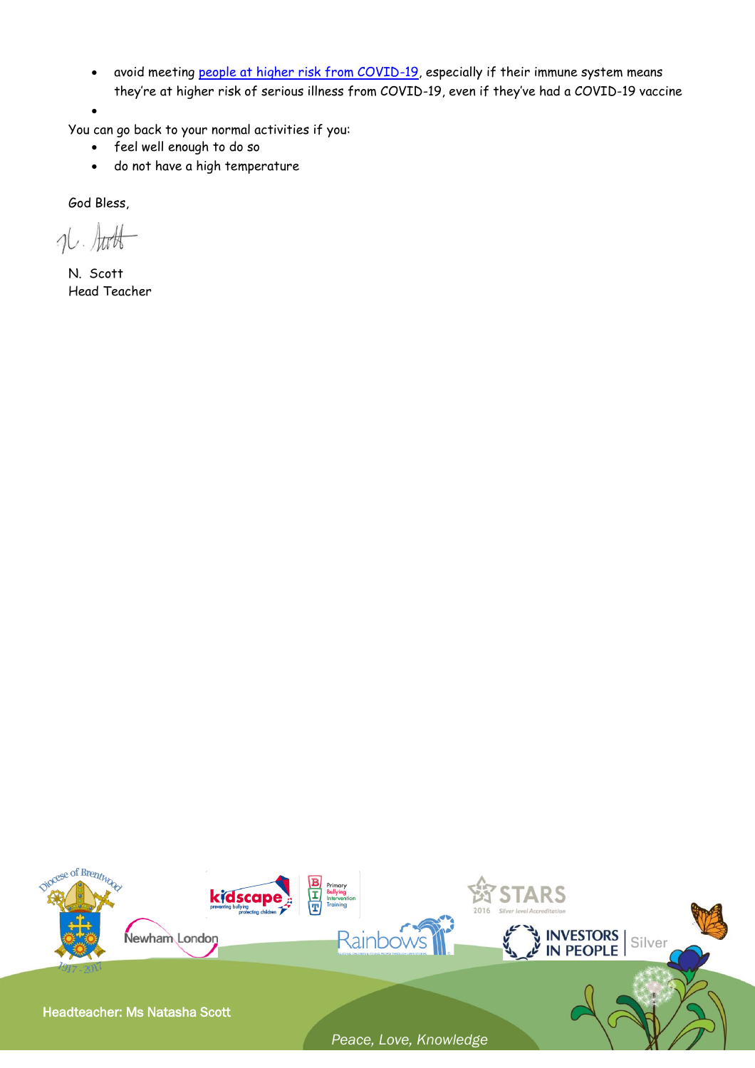- avoid meeting [people at higher risk from COVID-19](), especially if their immune system means they're at higher risk of serious illness from COVID-19, even if they've had a COVID-19 vaccine
-

You can go back to your normal activities if you:

- feel well enough to do so
- do not have a high temperature

God Bless,

N. Scott
Head Teacher

Headteacher: Ms Natasha Scott

*Peace, Love, Knowledge*